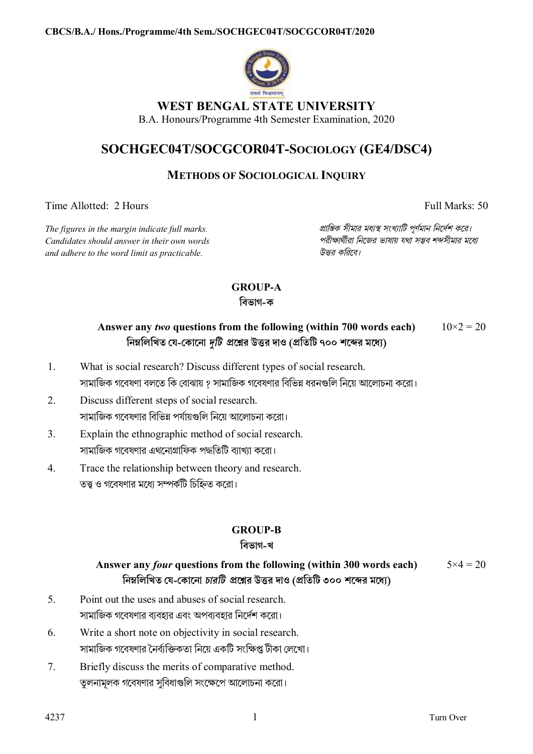CBCS/B.A./ Hons./Programme/4th Sem./SOCHGEC04T/SOCGCOR04T/2020

# WEST BENGAL STATE UNIVERSITY

B.A. Honours/Programme 4th Semester Examination, 2020

## SOCHGEC04T/SOCGCOR04T-SOCIOLOGY (GE4/DSC4)

### METHODS OF SOCIOLOGICAL INQUIRY

Time Allotted: 2 Hours | Full Marks: 50

*The figures in the margin indicate full marks. Candidates should answer in their own words and adhere to the word limit as practicable.*

*প্রান্তিক সীমার মধ্যস্থ সংখ্যাটি পূর্ণমান নির্দেশ করে। পরীক্ষার্থীরা নিজের ভাষায় যথা সম্ভব শব্দসীমার মধ্যে উত্তর করিবে।*

### GROUP-A
### বিভাগ-ক

**Answer any *two* questions from the following (within 700 words each)** $10\times2 = 20$
**নিম্নলিখিত যে-কোনো *দুটি* প্রশ্নের উত্তর দাও (প্রতিটি ৭০০ শব্দের মধ্যে)**

1. What is social research? Discuss different types of social research.
   সামাজিক গবেষণা বলতে কি বোঝায় ? সামাজিক গবেষণার বিভিন্ন ধরনগুলি নিয়ে আলোচনা করো।
2. Discuss different steps of social research.
   সামাজিক গবেষণার বিভিন্ন পর্যায়গুলি নিয়ে আলোচনা করো।
3. Explain the ethnographic method of social research.
   সামাজিক গবেষণার এথনোগ্রাফিক পদ্ধতিটি ব্যাখ্যা করো।
4. Trace the relationship between theory and research.
   তত্ত্ব ও গবেষণার মধ্যে সম্পর্কটি চিহ্নিত করো।

### GROUP-B
### বিভাগ-খ

**Answer any *four* questions from the following (within 300 words each)** $5\times4 = 20$
**নিম্নলিখিত যে-কোনো *চারটি* প্রশ্নের উত্তর দাও (প্রতিটি ৩০০ শব্দের মধ্যে)**

5. Point out the uses and abuses of social research.
   সামাজিক গবেষণার ব্যবহার এবং অপব্যবহার নির্দেশ করো।
6. Write a short note on objectivity in social research.
   সামাজিক গবেষণার নৈর্ব্যক্তিকতা নিয়ে একটি সংক্ষিপ্ত টীকা লেখো।
7. Briefly discuss the merits of comparative method.
   তুলনামূলক গবেষণার সুবিধাগুলি সংক্ষেপে আলোচনা করো।

4237 Turn Over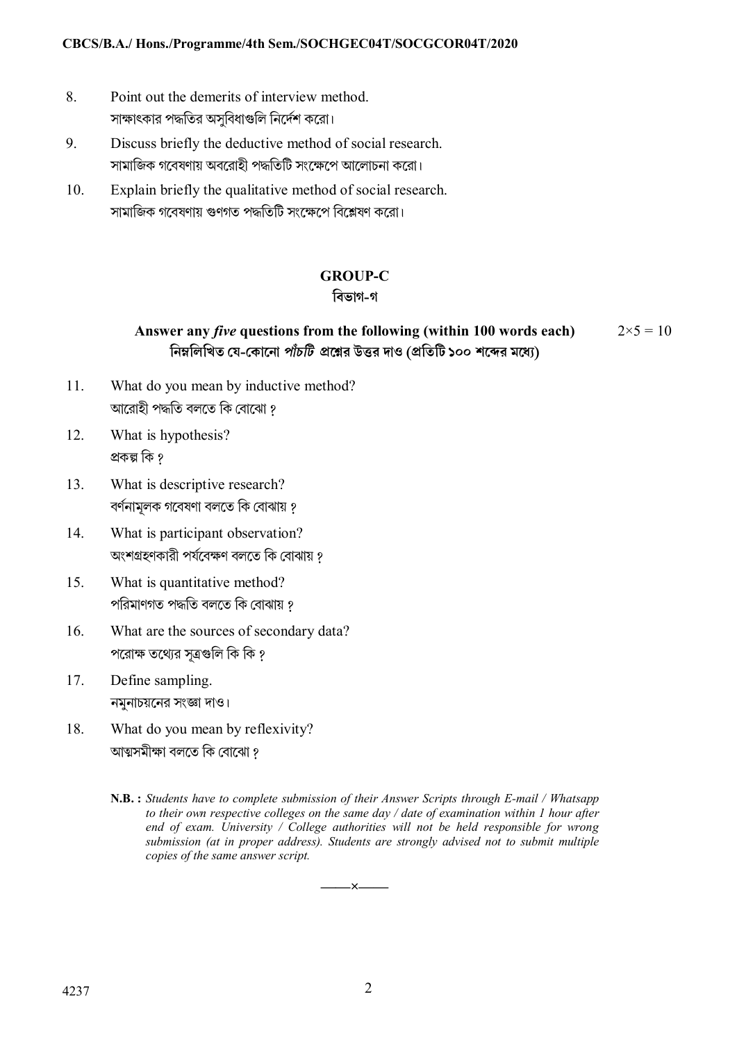8. Point out the demerits of interview method.
   সাক্ষাৎকার পদ্ধতির অসুবিধাগুলি নির্দেশ করো।

9. Discuss briefly the deductive method of social research.
   সামাজিক গবেষণায় অবরোহী পদ্ধতিটি সংক্ষেপে আলোচনা করো।

10. Explain briefly the qualitative method of social research.
    সামাজিক গবেষণায় গুণগত পদ্ধতিটি সংক্ষেপে বিশ্লেষণ করো।

## GROUP-C
## বিভাগ-গ

**Answer any *five* questions from the following (within 100 words each)** $2 \times 5 = 10$
**নিম্নলিখিত যে-কোনো *পাঁচটি* প্রশ্নের উত্তর দাও (প্রতিটি ১০০ শব্দের মধ্যে)**

11. What do you mean by inductive method?
    আরোহী পদ্ধতি বলতে কি বোঝো ?

12. What is hypothesis?
    প্রকল্প কি ?

13. What is descriptive research?
    বর্ণনামূলক গবেষণা বলতে কি বোঝায় ?

14. What is participant observation?
    অংশগ্রহণকারী পর্যবেক্ষণ বলতে কি বোঝায় ?

15. What is quantitative method?
    পরিমাণগত পদ্ধতি বলতে কি বোঝায় ?

16. What are the sources of secondary data?
    পরোক্ষ তথ্যের সূত্রগুলি কি কি ?

17. Define sampling.
    নমুনাচয়নের সংজ্ঞা দাও।

18. What do you mean by reflexivity?
    আত্মসমীক্ষা বলতে কি বোঝো ?

**N.B. :** *Students have to complete submission of their Answer Scripts through E-mail / Whatsapp to their own respective colleges on the same day / date of examination within 1 hour after end of exam. University / College authorities will not be held responsible for wrong submission (at in proper address). Students are strongly advised not to submit multiple copies of the same answer script.*

——×——